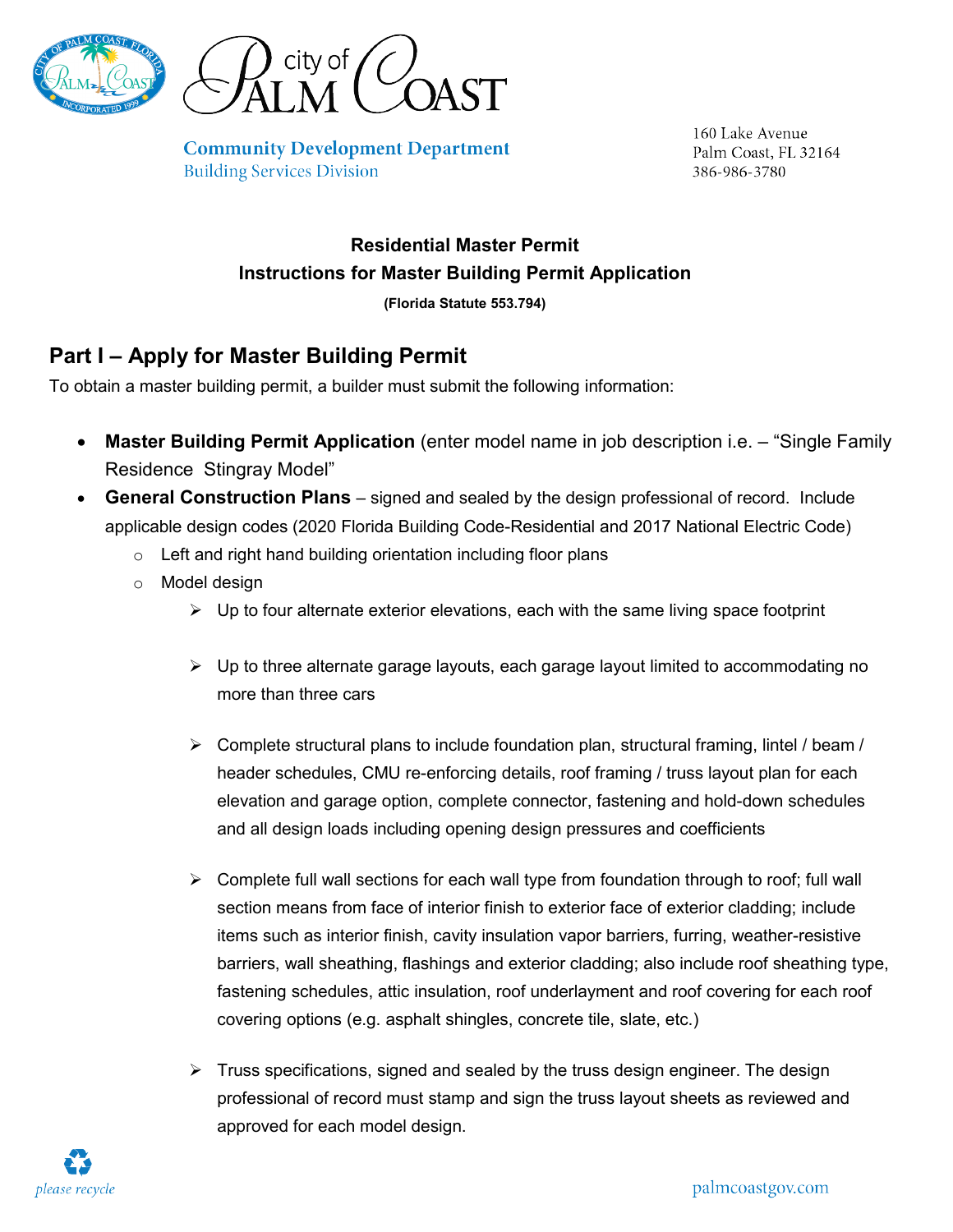Community Development Department
Building Services Division

160 Lake Avenue
Palm Coast, FL 32164
386-986-3780

**Residential Master Permit**
**Instructions for Master Building Permit Application**
**(Florida Statute 553.794)**

## Part I – Apply for Master Building Permit

To obtain a master building permit, a builder must submit the following information:

- **Master Building Permit Application** (enter model name in job description i.e. – "Single Family Residence Stingray Model"
- **General Construction Plans** – signed and sealed by the design professional of record. Include applicable design codes (2020 Florida Building Code-Residential and 2017 National Electric Code)
  - Left and right hand building orientation including floor plans
  - Model design
    - Up to four alternate exterior elevations, each with the same living space footprint
    - Up to three alternate garage layouts, each garage layout limited to accommodating no more than three cars
    - Complete structural plans to include foundation plan, structural framing, lintel / beam / header schedules, CMU re-enforcing details, roof framing / truss layout plan for each elevation and garage option, complete connector, fastening and hold-down schedules and all design loads including opening design pressures and coefficients
    - Complete full wall sections for each wall type from foundation through to roof; full wall section means from face of interior finish to exterior face of exterior cladding; include items such as interior finish, cavity insulation vapor barriers, furring, weather-resistive barriers, wall sheathing, flashings and exterior cladding; also include roof sheathing type, fastening schedules, attic insulation, roof underlayment and roof covering for each roof covering options (e.g. asphalt shingles, concrete tile, slate, etc.)
    - Truss specifications, signed and sealed by the truss design engineer. The design professional of record must stamp and sign the truss layout sheets as reviewed and approved for each model design.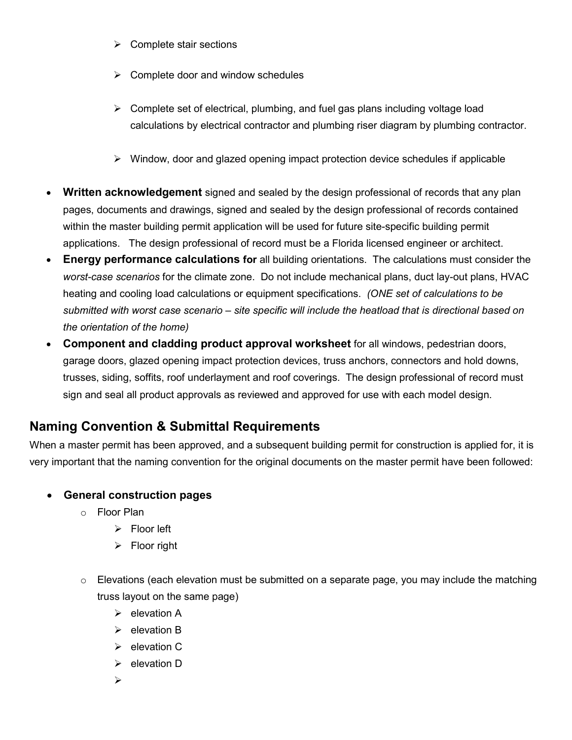- Complete stair sections
- Complete door and window schedules
- Complete set of electrical, plumbing, and fuel gas plans including voltage load calculations by electrical contractor and plumbing riser diagram by plumbing contractor.
- Window, door and glazed opening impact protection device schedules if applicable

- **Written acknowledgement** signed and sealed by the design professional of records that any plan pages, documents and drawings, signed and sealed by the design professional of records contained within the master building permit application will be used for future site-specific building permit applications. The design professional of record must be a Florida licensed engineer or architect.
- **Energy performance calculations for** all building orientations. The calculations must consider the *worst-case scenarios* for the climate zone. Do not include mechanical plans, duct lay-out plans, HVAC heating and cooling load calculations or equipment specifications. *(ONE set of calculations to be submitted with worst case scenario – site specific will include the heatload that is directional based on the orientation of the home)*
- **Component and cladding product approval worksheet** for all windows, pedestrian doors, garage doors, glazed opening impact protection devices, truss anchors, connectors and hold downs, trusses, siding, soffits, roof underlayment and roof coverings. The design professional of record must sign and seal all product approvals as reviewed and approved for use with each model design.

## Naming Convention & Submittal Requirements

When a master permit has been approved, and a subsequent building permit for construction is applied for, it is very important that the naming convention for the original documents on the master permit have been followed:

- **General construction pages**
  - Floor Plan
    - Floor left
    - Floor right
  - Elevations (each elevation must be submitted on a separate page, you may include the matching truss layout on the same page)
    - elevation A
    - elevation B
    - elevation C
    - elevation D
    -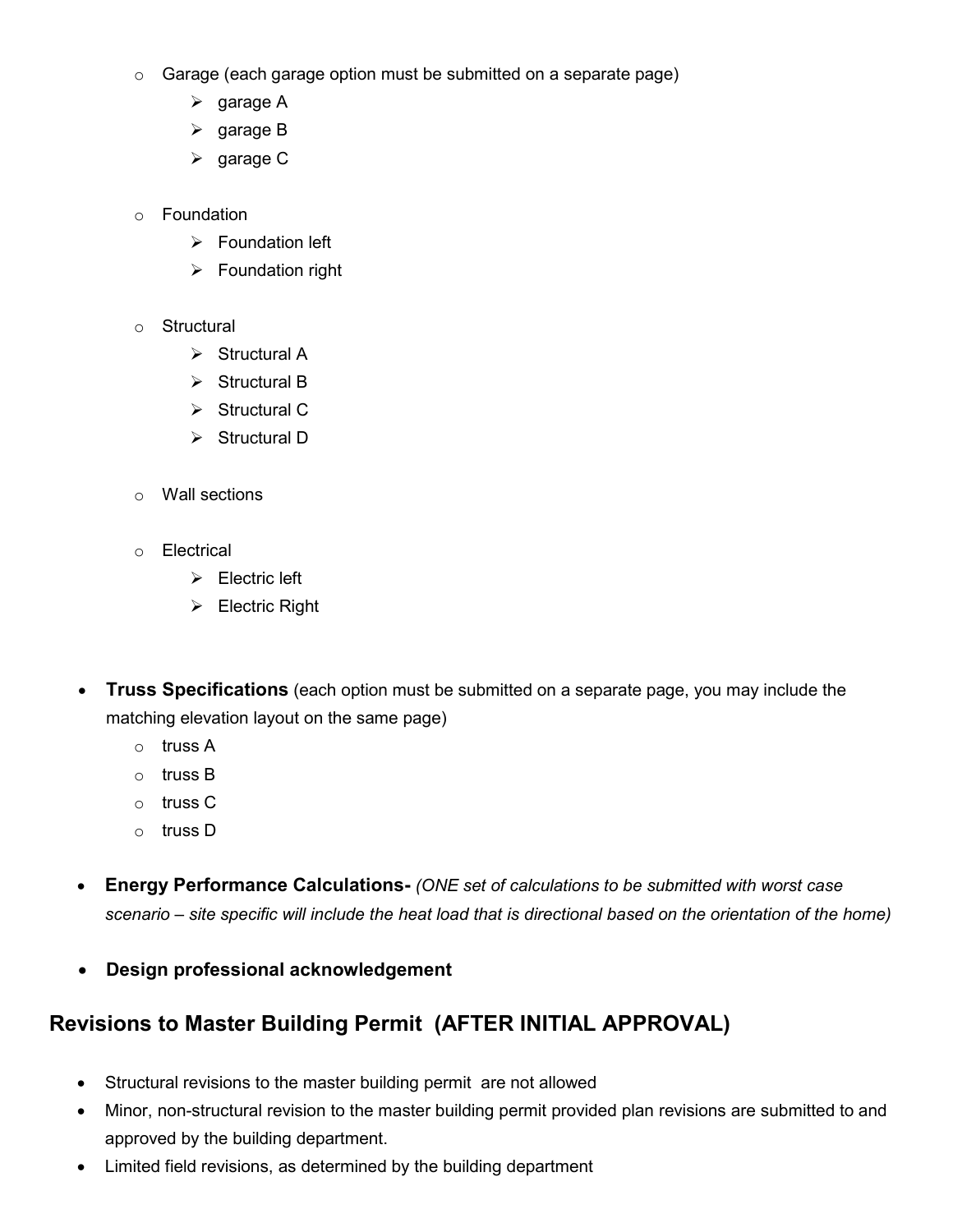- Garage (each garage option must be submitted on a separate page)
  - garage A
  - garage B
  - garage C

- Foundation
  - Foundation left
  - Foundation right

- Structural
  - Structural A
  - Structural B
  - Structural C
  - Structural D

- Wall sections

- Electrical
  - Electric left
  - Electric Right

- **Truss Specifications** (each option must be submitted on a separate page, you may include the matching elevation layout on the same page)
  - truss A
  - truss B
  - truss C
  - truss D

- **Energy Performance Calculations-** *(ONE set of calculations to be submitted with worst case scenario – site specific will include the heat load that is directional based on the orientation of the home)*

- **Design professional acknowledgement**

## Revisions to Master Building Permit (AFTER INITIAL APPROVAL)

- Structural revisions to the master building permit are not allowed
- Minor, non-structural revision to the master building permit provided plan revisions are submitted to and approved by the building department.
- Limited field revisions, as determined by the building department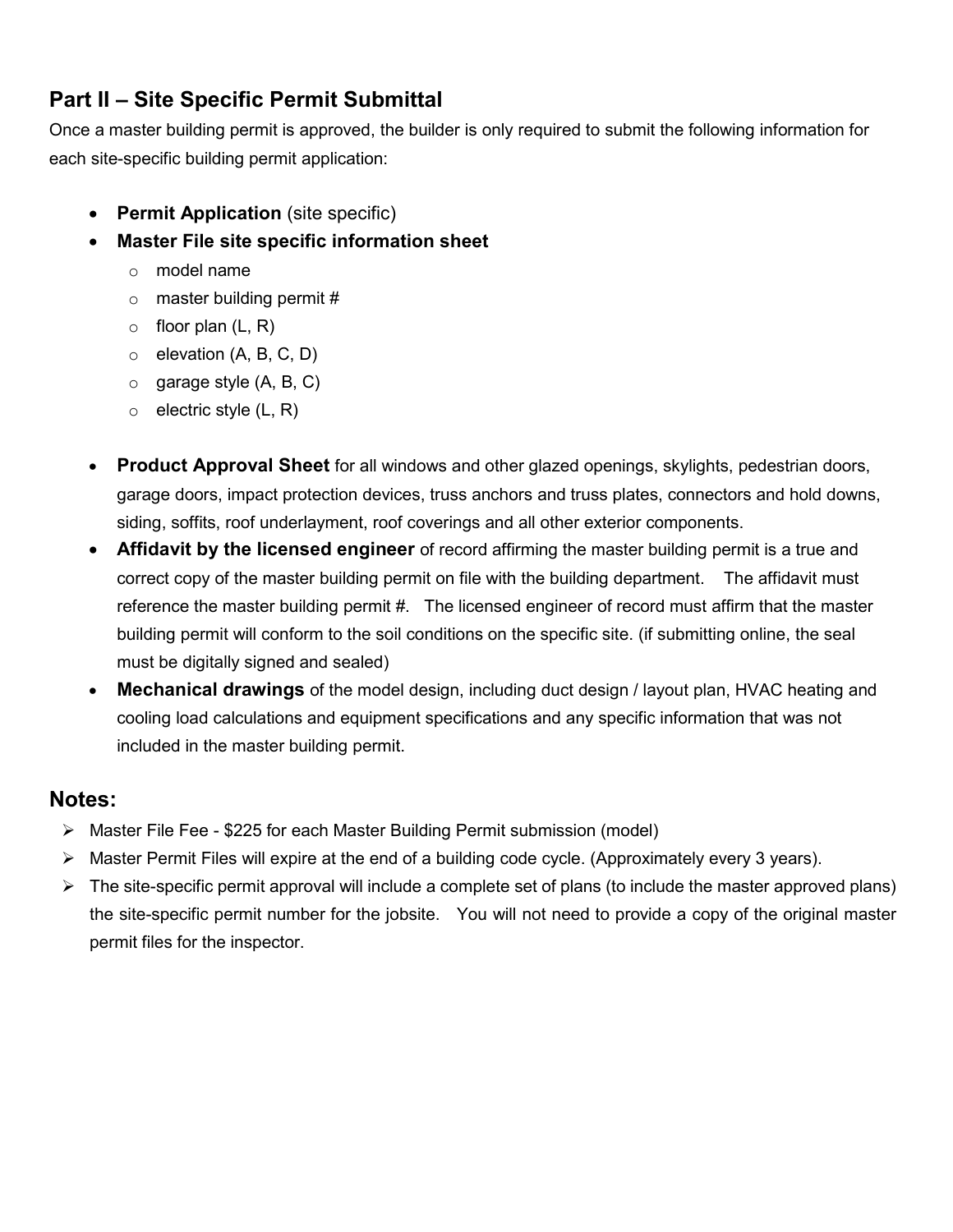## Part II – Site Specific Permit Submittal

Once a master building permit is approved, the builder is only required to submit the following information for each site-specific building permit application:

- **Permit Application** (site specific)
- **Master File site specific information sheet**
  - model name
  - master building permit #
  - floor plan (L, R)
  - elevation (A, B, C, D)
  - garage style (A, B, C)
  - electric style (L, R)
- **Product Approval Sheet** for all windows and other glazed openings, skylights, pedestrian doors, garage doors, impact protection devices, truss anchors and truss plates, connectors and hold downs, siding, soffits, roof underlayment, roof coverings and all other exterior components.
- **Affidavit by the licensed engineer** of record affirming the master building permit is a true and correct copy of the master building permit on file with the building department. The affidavit must reference the master building permit #. The licensed engineer of record must affirm that the master building permit will conform to the soil conditions on the specific site. (if submitting online, the seal must be digitally signed and sealed)
- **Mechanical drawings** of the model design, including duct design / layout plan, HVAC heating and cooling load calculations and equipment specifications and any specific information that was not included in the master building permit.

## Notes:

- Master File Fee - $225 for each Master Building Permit submission (model)
- Master Permit Files will expire at the end of a building code cycle. (Approximately every 3 years).
- The site-specific permit approval will include a complete set of plans (to include the master approved plans) the site-specific permit number for the jobsite. You will not need to provide a copy of the original master permit files for the inspector.